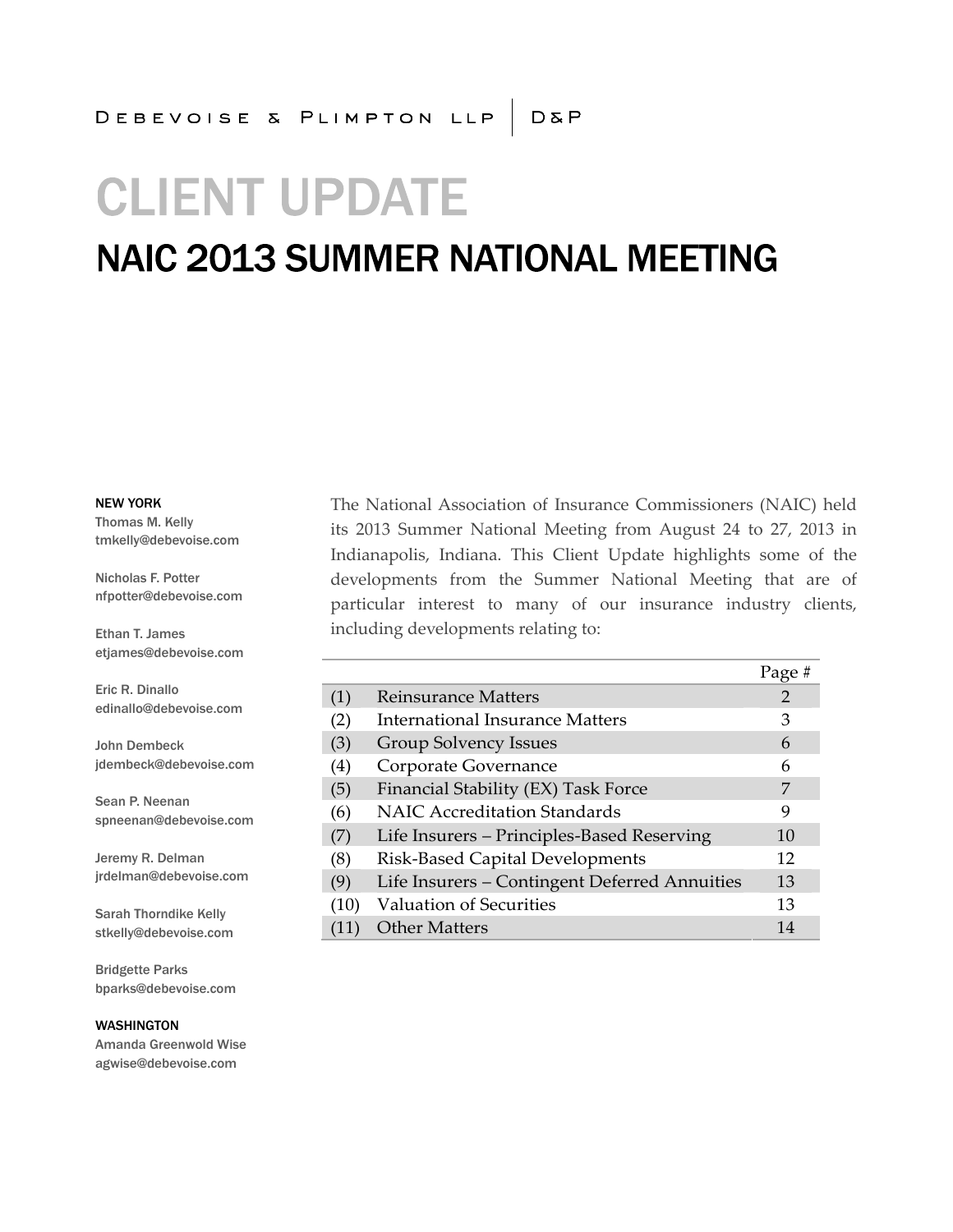DEBEVOISE & PLIMPTON LLP | D&P

# CLIENT UPDATE

## NAIC 2013 SUMMER NATIONAL MEETING

NEW YORK

Thomas M. Kelly
tmkelly@debevoise.com

Nicholas F. Potter
nfpotter@debevoise.com

Ethan T. James
etjames@debevoise.com

Eric R. Dinallo
edinallo@debevoise.com

John Dembeck
jdembeck@debevoise.com

Sean P. Neenan
spneenan@debevoise.com

Jeremy R. Delman
jrdelman@debevoise.com

Sarah Thorndike Kelly
stkelly@debevoise.com

Bridgette Parks
bparks@debevoise.com

WASHINGTON

Amanda Greenwold Wise
agwise@debevoise.com

The National Association of Insurance Commissioners (NAIC) held its 2013 Summer National Meeting from August 24 to 27, 2013 in Indianapolis, Indiana. This Client Update highlights some of the developments from the Summer National Meeting that are of particular interest to many of our insurance industry clients, including developments relating to:

| | | Page # |
|---|---|---|
| (1) | Reinsurance Matters | 2 |
| (2) | International Insurance Matters | 3 |
| (3) | Group Solvency Issues | 6 |
| (4) | Corporate Governance | 6 |
| (5) | Financial Stability (EX) Task Force | 7 |
| (6) | NAIC Accreditation Standards | 9 |
| (7) | Life Insurers – Principles-Based Reserving | 10 |
| (8) | Risk-Based Capital Developments | 12 |
| (9) | Life Insurers – Contingent Deferred Annuities | 13 |
| (10) | Valuation of Securities | 13 |
| (11) | Other Matters | 14 |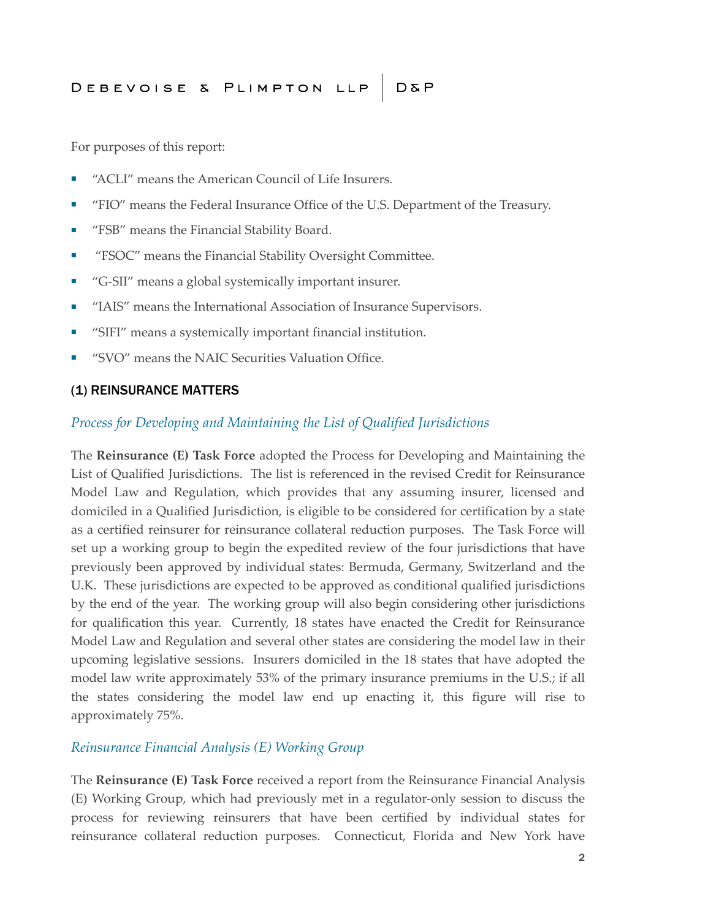For purposes of this report:

- "ACLI" means the American Council of Life Insurers.
- "FIO" means the Federal Insurance Office of the U.S. Department of the Treasury.
- "FSB" means the Financial Stability Board.
- "FSOC" means the Financial Stability Oversight Committee.
- "G-SII" means a global systemically important insurer.
- "IAIS" means the International Association of Insurance Supervisors.
- "SIFI" means a systemically important financial institution.
- "SVO" means the NAIC Securities Valuation Office.

## (1) REINSURANCE MATTERS

### *Process for Developing and Maintaining the List of Qualified Jurisdictions*

The **Reinsurance (E) Task Force** adopted the Process for Developing and Maintaining the List of Qualified Jurisdictions. The list is referenced in the revised Credit for Reinsurance Model Law and Regulation, which provides that any assuming insurer, licensed and domiciled in a Qualified Jurisdiction, is eligible to be considered for certification by a state as a certified reinsurer for reinsurance collateral reduction purposes. The Task Force will set up a working group to begin the expedited review of the four jurisdictions that have previously been approved by individual states: Bermuda, Germany, Switzerland and the U.K. These jurisdictions are expected to be approved as conditional qualified jurisdictions by the end of the year. The working group will also begin considering other jurisdictions for qualification this year. Currently, 18 states have enacted the Credit for Reinsurance Model Law and Regulation and several other states are considering the model law in their upcoming legislative sessions. Insurers domiciled in the 18 states that have adopted the model law write approximately 53% of the primary insurance premiums in the U.S.; if all the states considering the model law end up enacting it, this figure will rise to approximately 75%.

### *Reinsurance Financial Analysis (E) Working Group*

The **Reinsurance (E) Task Force** received a report from the Reinsurance Financial Analysis (E) Working Group, which had previously met in a regulator-only session to discuss the process for reviewing reinsurers that have been certified by individual states for reinsurance collateral reduction purposes. Connecticut, Florida and New York have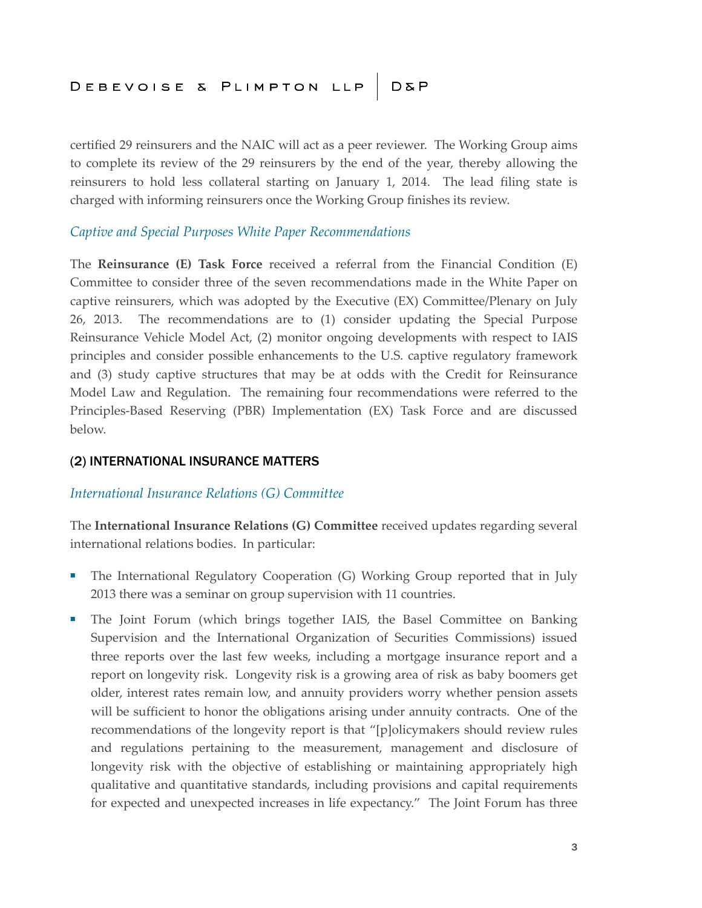certified 29 reinsurers and the NAIC will act as a peer reviewer. The Working Group aims to complete its review of the 29 reinsurers by the end of the year, thereby allowing the reinsurers to hold less collateral starting on January 1, 2014. The lead filing state is charged with informing reinsurers once the Working Group finishes its review.

### *Captive and Special Purposes White Paper Recommendations*

The **Reinsurance (E) Task Force** received a referral from the Financial Condition (E) Committee to consider three of the seven recommendations made in the White Paper on captive reinsurers, which was adopted by the Executive (EX) Committee/Plenary on July 26, 2013. The recommendations are to (1) consider updating the Special Purpose Reinsurance Vehicle Model Act, (2) monitor ongoing developments with respect to IAIS principles and consider possible enhancements to the U.S. captive regulatory framework and (3) study captive structures that may be at odds with the Credit for Reinsurance Model Law and Regulation. The remaining four recommendations were referred to the Principles-Based Reserving (PBR) Implementation (EX) Task Force and are discussed below.

## (2) INTERNATIONAL INSURANCE MATTERS

### *International Insurance Relations (G) Committee*

The **International Insurance Relations (G) Committee** received updates regarding several international relations bodies. In particular:

- The International Regulatory Cooperation (G) Working Group reported that in July 2013 there was a seminar on group supervision with 11 countries.
- The Joint Forum (which brings together IAIS, the Basel Committee on Banking Supervision and the International Organization of Securities Commissions) issued three reports over the last few weeks, including a mortgage insurance report and a report on longevity risk. Longevity risk is a growing area of risk as baby boomers get older, interest rates remain low, and annuity providers worry whether pension assets will be sufficient to honor the obligations arising under annuity contracts. One of the recommendations of the longevity report is that "[p]olicymakers should review rules and regulations pertaining to the measurement, management and disclosure of longevity risk with the objective of establishing or maintaining appropriately high qualitative and quantitative standards, including provisions and capital requirements for expected and unexpected increases in life expectancy." The Joint Forum has three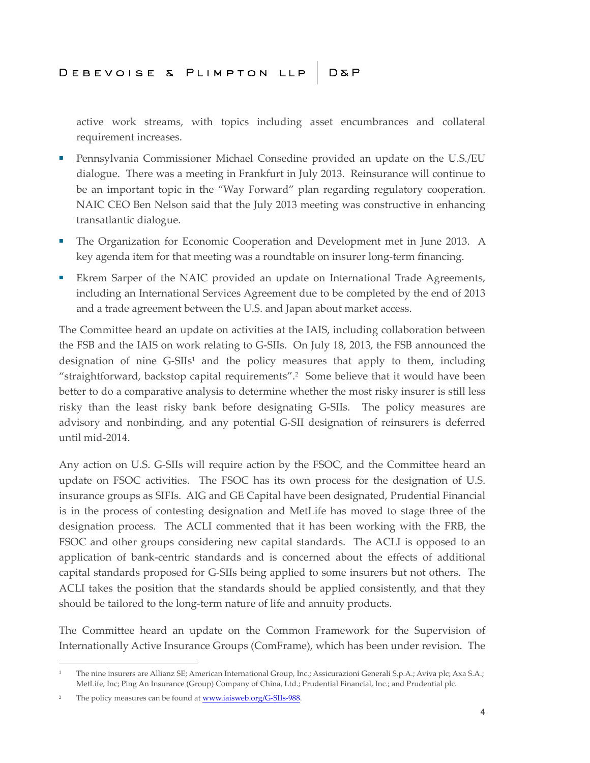active work streams, with topics including asset encumbrances and collateral requirement increases.

- Pennsylvania Commissioner Michael Consedine provided an update on the U.S./EU dialogue. There was a meeting in Frankfurt in July 2013. Reinsurance will continue to be an important topic in the "Way Forward" plan regarding regulatory cooperation. NAIC CEO Ben Nelson said that the July 2013 meeting was constructive in enhancing transatlantic dialogue.
- The Organization for Economic Cooperation and Development met in June 2013. A key agenda item for that meeting was a roundtable on insurer long-term financing.
- Ekrem Sarper of the NAIC provided an update on International Trade Agreements, including an International Services Agreement due to be completed by the end of 2013 and a trade agreement between the U.S. and Japan about market access.

The Committee heard an update on activities at the IAIS, including collaboration between the FSB and the IAIS on work relating to G-SIIs. On July 18, 2013, the FSB announced the designation of nine G-SIIs[1] and the policy measures that apply to them, including "straightforward, backstop capital requirements".[2] Some believe that it would have been better to do a comparative analysis to determine whether the most risky insurer is still less risky than the least risky bank before designating G-SIIs. The policy measures are advisory and nonbinding, and any potential G-SII designation of reinsurers is deferred until mid-2014.

Any action on U.S. G-SIIs will require action by the FSOC, and the Committee heard an update on FSOC activities. The FSOC has its own process for the designation of U.S. insurance groups as SIFIs. AIG and GE Capital have been designated, Prudential Financial is in the process of contesting designation and MetLife has moved to stage three of the designation process. The ACLI commented that it has been working with the FRB, the FSOC and other groups considering new capital standards. The ACLI is opposed to an application of bank-centric standards and is concerned about the effects of additional capital standards proposed for G-SIIs being applied to some insurers but not others. The ACLI takes the position that the standards should be applied consistently, and that they should be tailored to the long-term nature of life and annuity products.

The Committee heard an update on the Common Framework for the Supervision of Internationally Active Insurance Groups (ComFrame), which has been under revision. The

---

[1] The nine insurers are Allianz SE; American International Group, Inc.; Assicurazioni Generali S.p.A.; Aviva plc; Axa S.A.; MetLife, Inc; Ping An Insurance (Group) Company of China, Ltd.; Prudential Financial, Inc.; and Prudential plc.

[2] The policy measures can be found at www.iaisweb.org/G-SIIs-988.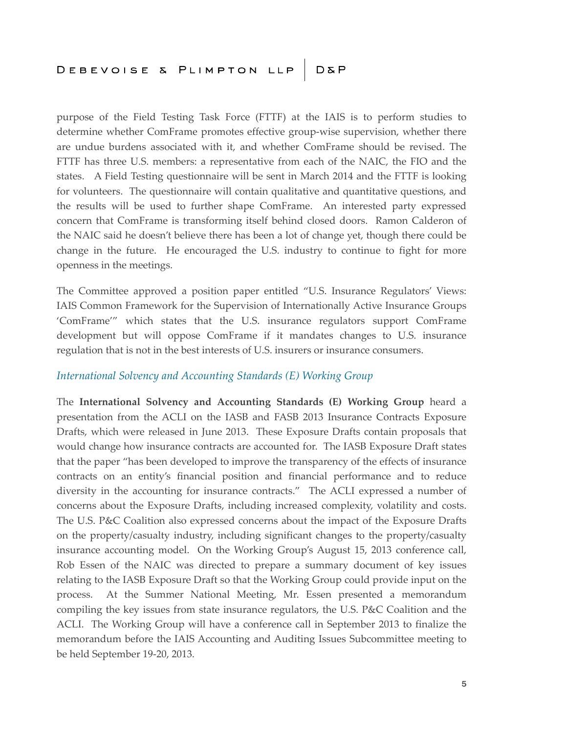purpose of the Field Testing Task Force (FTTF) at the IAIS is to perform studies to determine whether ComFrame promotes effective group-wise supervision, whether there are undue burdens associated with it, and whether ComFrame should be revised. The FTTF has three U.S. members: a representative from each of the NAIC, the FIO and the states. A Field Testing questionnaire will be sent in March 2014 and the FTTF is looking for volunteers. The questionnaire will contain qualitative and quantitative questions, and the results will be used to further shape ComFrame. An interested party expressed concern that ComFrame is transforming itself behind closed doors. Ramon Calderon of the NAIC said he doesn't believe there has been a lot of change yet, though there could be change in the future. He encouraged the U.S. industry to continue to fight for more openness in the meetings.

The Committee approved a position paper entitled "U.S. Insurance Regulators' Views: IAIS Common Framework for the Supervision of Internationally Active Insurance Groups 'ComFrame'" which states that the U.S. insurance regulators support ComFrame development but will oppose ComFrame if it mandates changes to U.S. insurance regulation that is not in the best interests of U.S. insurers or insurance consumers.

### *International Solvency and Accounting Standards (E) Working Group*

The **International Solvency and Accounting Standards (E) Working Group** heard a presentation from the ACLI on the IASB and FASB 2013 Insurance Contracts Exposure Drafts, which were released in June 2013. These Exposure Drafts contain proposals that would change how insurance contracts are accounted for. The IASB Exposure Draft states that the paper "has been developed to improve the transparency of the effects of insurance contracts on an entity's financial position and financial performance and to reduce diversity in the accounting for insurance contracts." The ACLI expressed a number of concerns about the Exposure Drafts, including increased complexity, volatility and costs. The U.S. P&C Coalition also expressed concerns about the impact of the Exposure Drafts on the property/casualty industry, including significant changes to the property/casualty insurance accounting model. On the Working Group's August 15, 2013 conference call, Rob Essen of the NAIC was directed to prepare a summary document of key issues relating to the IASB Exposure Draft so that the Working Group could provide input on the process. At the Summer National Meeting, Mr. Essen presented a memorandum compiling the key issues from state insurance regulators, the U.S. P&C Coalition and the ACLI. The Working Group will have a conference call in September 2013 to finalize the memorandum before the IAIS Accounting and Auditing Issues Subcommittee meeting to be held September 19-20, 2013.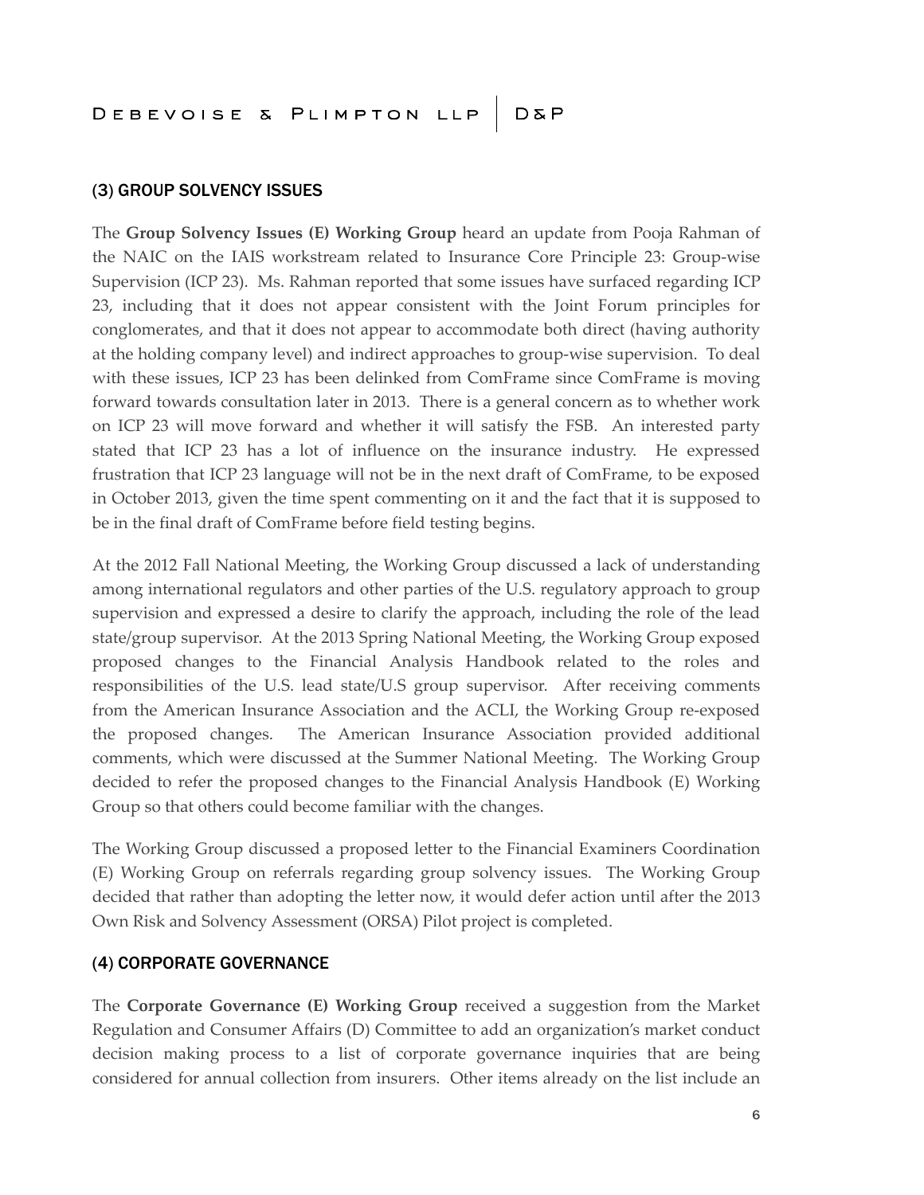## (3) GROUP SOLVENCY ISSUES

The **Group Solvency Issues (E) Working Group** heard an update from Pooja Rahman of the NAIC on the IAIS workstream related to Insurance Core Principle 23: Group-wise Supervision (ICP 23). Ms. Rahman reported that some issues have surfaced regarding ICP 23, including that it does not appear consistent with the Joint Forum principles for conglomerates, and that it does not appear to accommodate both direct (having authority at the holding company level) and indirect approaches to group-wise supervision. To deal with these issues, ICP 23 has been delinked from ComFrame since ComFrame is moving forward towards consultation later in 2013. There is a general concern as to whether work on ICP 23 will move forward and whether it will satisfy the FSB. An interested party stated that ICP 23 has a lot of influence on the insurance industry. He expressed frustration that ICP 23 language will not be in the next draft of ComFrame, to be exposed in October 2013, given the time spent commenting on it and the fact that it is supposed to be in the final draft of ComFrame before field testing begins.

At the 2012 Fall National Meeting, the Working Group discussed a lack of understanding among international regulators and other parties of the U.S. regulatory approach to group supervision and expressed a desire to clarify the approach, including the role of the lead state/group supervisor. At the 2013 Spring National Meeting, the Working Group exposed proposed changes to the Financial Analysis Handbook related to the roles and responsibilities of the U.S. lead state/U.S group supervisor. After receiving comments from the American Insurance Association and the ACLI, the Working Group re-exposed the proposed changes. The American Insurance Association provided additional comments, which were discussed at the Summer National Meeting. The Working Group decided to refer the proposed changes to the Financial Analysis Handbook (E) Working Group so that others could become familiar with the changes.

The Working Group discussed a proposed letter to the Financial Examiners Coordination (E) Working Group on referrals regarding group solvency issues. The Working Group decided that rather than adopting the letter now, it would defer action until after the 2013 Own Risk and Solvency Assessment (ORSA) Pilot project is completed.

## (4) CORPORATE GOVERNANCE

The **Corporate Governance (E) Working Group** received a suggestion from the Market Regulation and Consumer Affairs (D) Committee to add an organization's market conduct decision making process to a list of corporate governance inquiries that are being considered for annual collection from insurers. Other items already on the list include an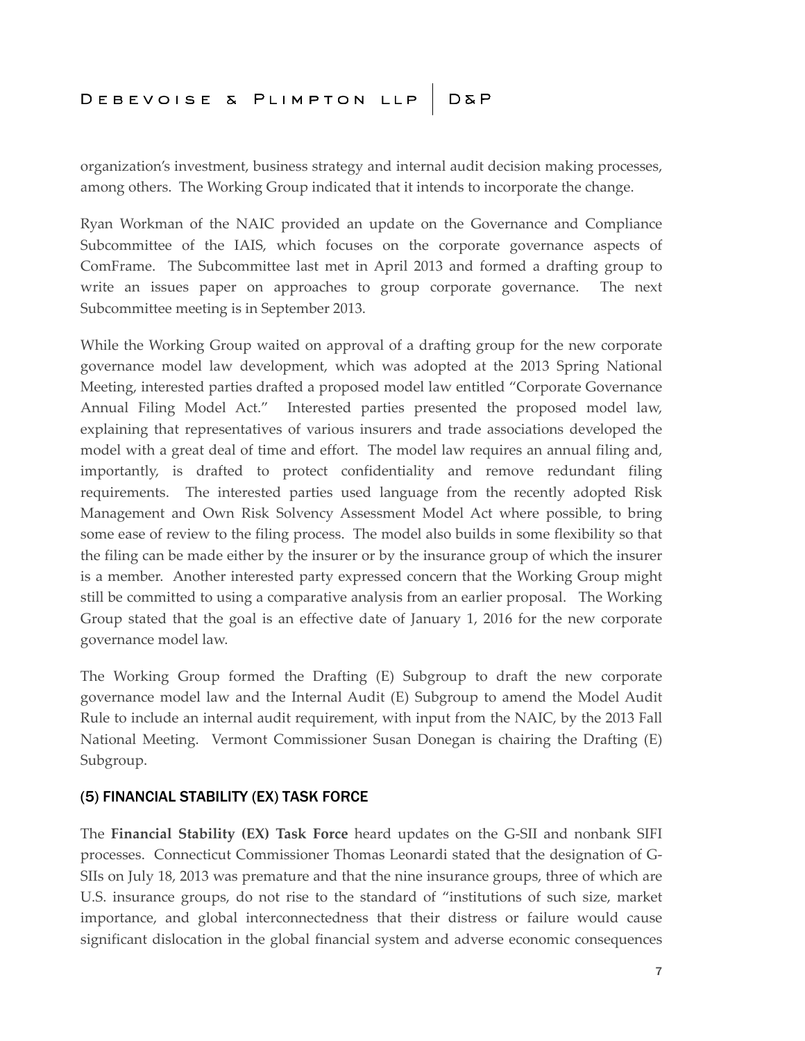organization's investment, business strategy and internal audit decision making processes, among others. The Working Group indicated that it intends to incorporate the change.

Ryan Workman of the NAIC provided an update on the Governance and Compliance Subcommittee of the IAIS, which focuses on the corporate governance aspects of ComFrame. The Subcommittee last met in April 2013 and formed a drafting group to write an issues paper on approaches to group corporate governance. The next Subcommittee meeting is in September 2013.

While the Working Group waited on approval of a drafting group for the new corporate governance model law development, which was adopted at the 2013 Spring National Meeting, interested parties drafted a proposed model law entitled "Corporate Governance Annual Filing Model Act." Interested parties presented the proposed model law, explaining that representatives of various insurers and trade associations developed the model with a great deal of time and effort. The model law requires an annual filing and, importantly, is drafted to protect confidentiality and remove redundant filing requirements. The interested parties used language from the recently adopted Risk Management and Own Risk Solvency Assessment Model Act where possible, to bring some ease of review to the filing process. The model also builds in some flexibility so that the filing can be made either by the insurer or by the insurance group of which the insurer is a member. Another interested party expressed concern that the Working Group might still be committed to using a comparative analysis from an earlier proposal. The Working Group stated that the goal is an effective date of January 1, 2016 for the new corporate governance model law.

The Working Group formed the Drafting (E) Subgroup to draft the new corporate governance model law and the Internal Audit (E) Subgroup to amend the Model Audit Rule to include an internal audit requirement, with input from the NAIC, by the 2013 Fall National Meeting. Vermont Commissioner Susan Donegan is chairing the Drafting (E) Subgroup.

## (5) FINANCIAL STABILITY (EX) TASK FORCE

The **Financial Stability (EX) Task Force** heard updates on the G-SII and nonbank SIFI processes. Connecticut Commissioner Thomas Leonardi stated that the designation of G-SIIs on July 18, 2013 was premature and that the nine insurance groups, three of which are U.S. insurance groups, do not rise to the standard of "institutions of such size, market importance, and global interconnectedness that their distress or failure would cause significant dislocation in the global financial system and adverse economic consequences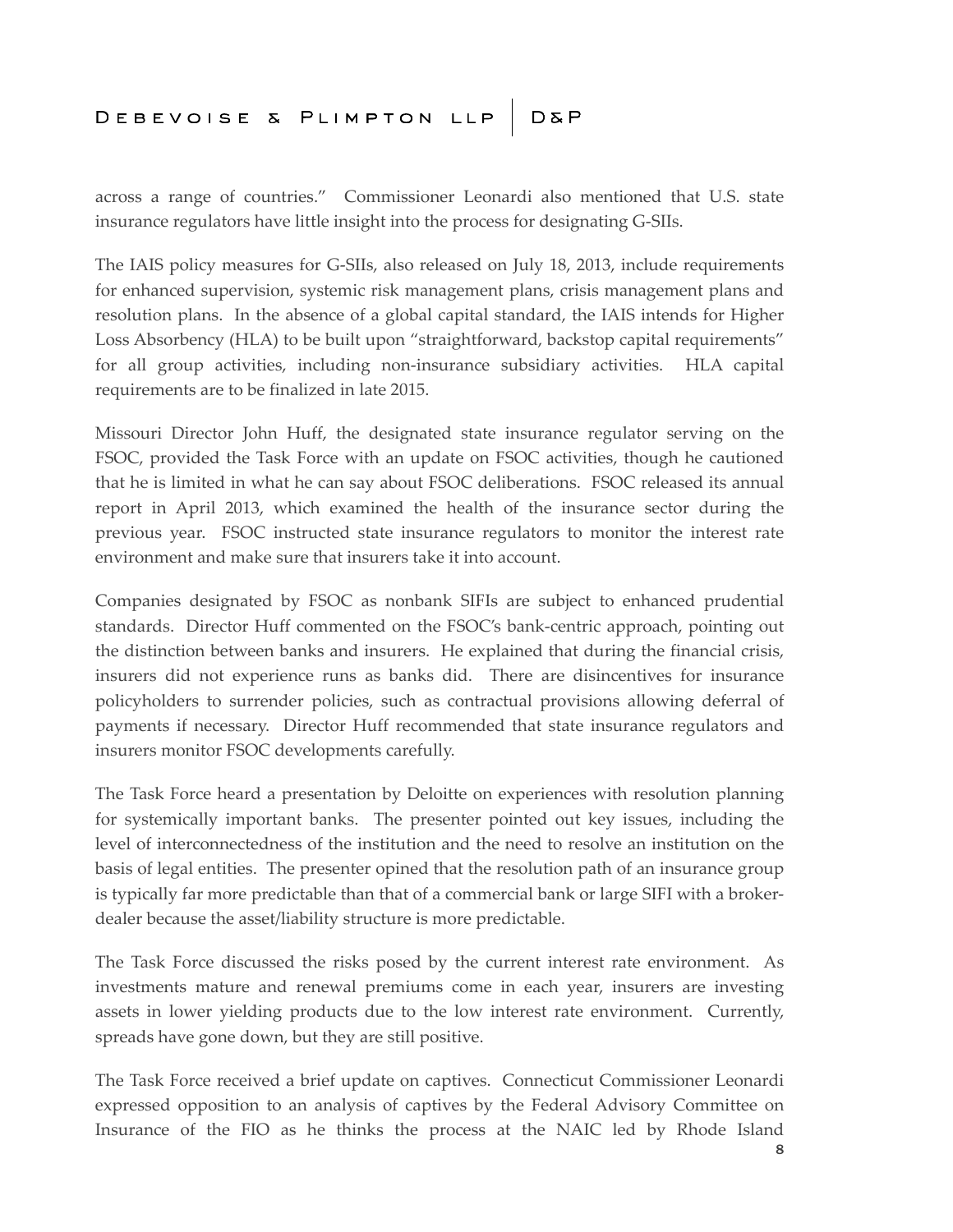across a range of countries." Commissioner Leonardi also mentioned that U.S. state insurance regulators have little insight into the process for designating G-SIIs.

The IAIS policy measures for G-SIIs, also released on July 18, 2013, include requirements for enhanced supervision, systemic risk management plans, crisis management plans and resolution plans. In the absence of a global capital standard, the IAIS intends for Higher Loss Absorbency (HLA) to be built upon "straightforward, backstop capital requirements" for all group activities, including non-insurance subsidiary activities. HLA capital requirements are to be finalized in late 2015.

Missouri Director John Huff, the designated state insurance regulator serving on the FSOC, provided the Task Force with an update on FSOC activities, though he cautioned that he is limited in what he can say about FSOC deliberations. FSOC released its annual report in April 2013, which examined the health of the insurance sector during the previous year. FSOC instructed state insurance regulators to monitor the interest rate environment and make sure that insurers take it into account.

Companies designated by FSOC as nonbank SIFIs are subject to enhanced prudential standards. Director Huff commented on the FSOC's bank-centric approach, pointing out the distinction between banks and insurers. He explained that during the financial crisis, insurers did not experience runs as banks did. There are disincentives for insurance policyholders to surrender policies, such as contractual provisions allowing deferral of payments if necessary. Director Huff recommended that state insurance regulators and insurers monitor FSOC developments carefully.

The Task Force heard a presentation by Deloitte on experiences with resolution planning for systemically important banks. The presenter pointed out key issues, including the level of interconnectedness of the institution and the need to resolve an institution on the basis of legal entities. The presenter opined that the resolution path of an insurance group is typically far more predictable than that of a commercial bank or large SIFI with a broker-dealer because the asset/liability structure is more predictable.

The Task Force discussed the risks posed by the current interest rate environment. As investments mature and renewal premiums come in each year, insurers are investing assets in lower yielding products due to the low interest rate environment. Currently, spreads have gone down, but they are still positive.

The Task Force received a brief update on captives. Connecticut Commissioner Leonardi expressed opposition to an analysis of captives by the Federal Advisory Committee on Insurance of the FIO as he thinks the process at the NAIC led by Rhode Island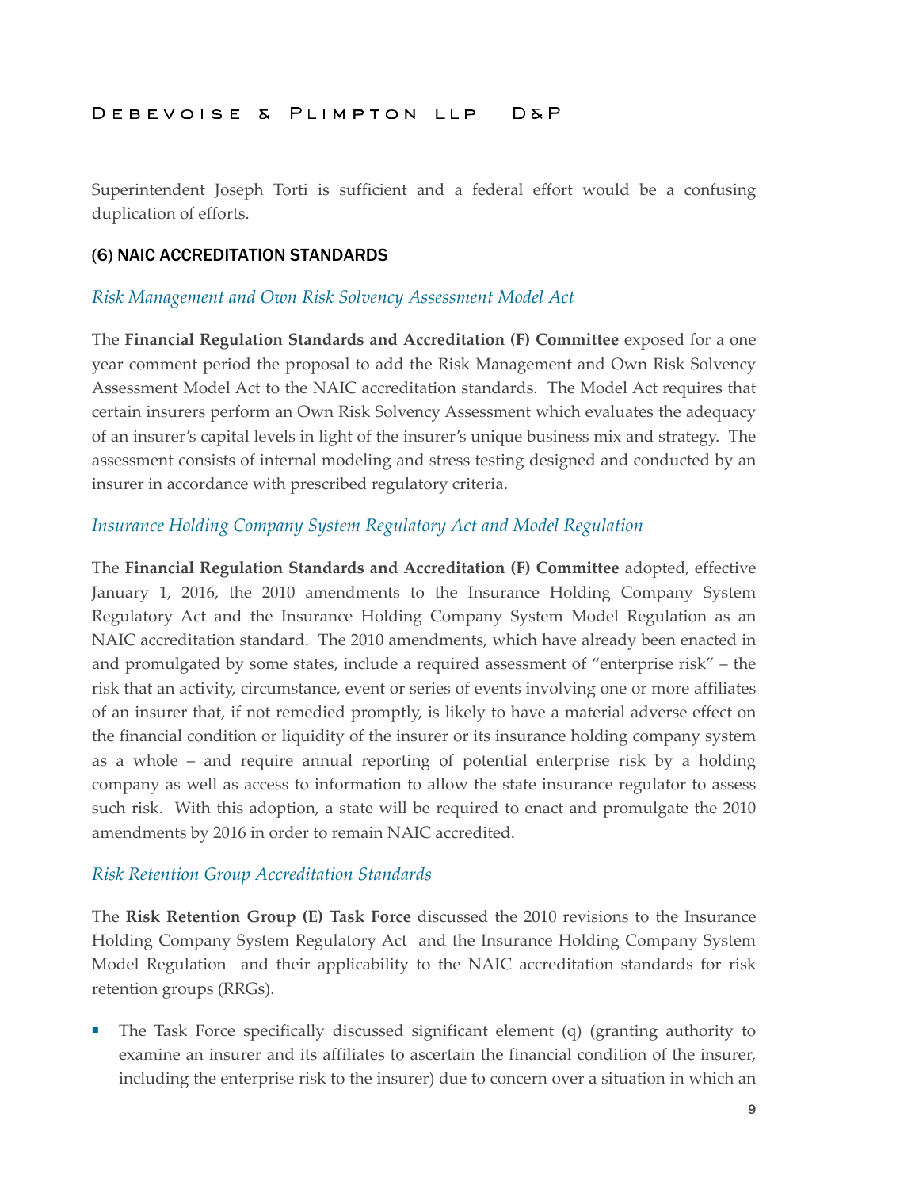Superintendent Joseph Torti is sufficient and a federal effort would be a confusing duplication of efforts.

## (6) NAIC ACCREDITATION STANDARDS

### *Risk Management and Own Risk Solvency Assessment Model Act*

The **Financial Regulation Standards and Accreditation (F) Committee** exposed for a one year comment period the proposal to add the Risk Management and Own Risk Solvency Assessment Model Act to the NAIC accreditation standards. The Model Act requires that certain insurers perform an Own Risk Solvency Assessment which evaluates the adequacy of an insurer's capital levels in light of the insurer's unique business mix and strategy. The assessment consists of internal modeling and stress testing designed and conducted by an insurer in accordance with prescribed regulatory criteria.

### *Insurance Holding Company System Regulatory Act and Model Regulation*

The **Financial Regulation Standards and Accreditation (F) Committee** adopted, effective January 1, 2016, the 2010 amendments to the Insurance Holding Company System Regulatory Act and the Insurance Holding Company System Model Regulation as an NAIC accreditation standard. The 2010 amendments, which have already been enacted in and promulgated by some states, include a required assessment of "enterprise risk" – the risk that an activity, circumstance, event or series of events involving one or more affiliates of an insurer that, if not remedied promptly, is likely to have a material adverse effect on the financial condition or liquidity of the insurer or its insurance holding company system as a whole – and require annual reporting of potential enterprise risk by a holding company as well as access to information to allow the state insurance regulator to assess such risk. With this adoption, a state will be required to enact and promulgate the 2010 amendments by 2016 in order to remain NAIC accredited.

### *Risk Retention Group Accreditation Standards*

The **Risk Retention Group (E) Task Force** discussed the 2010 revisions to the Insurance Holding Company System Regulatory Act and the Insurance Holding Company System Model Regulation and their applicability to the NAIC accreditation standards for risk retention groups (RRGs).

- The Task Force specifically discussed significant element (q) (granting authority to examine an insurer and its affiliates to ascertain the financial condition of the insurer, including the enterprise risk to the insurer) due to concern over a situation in which an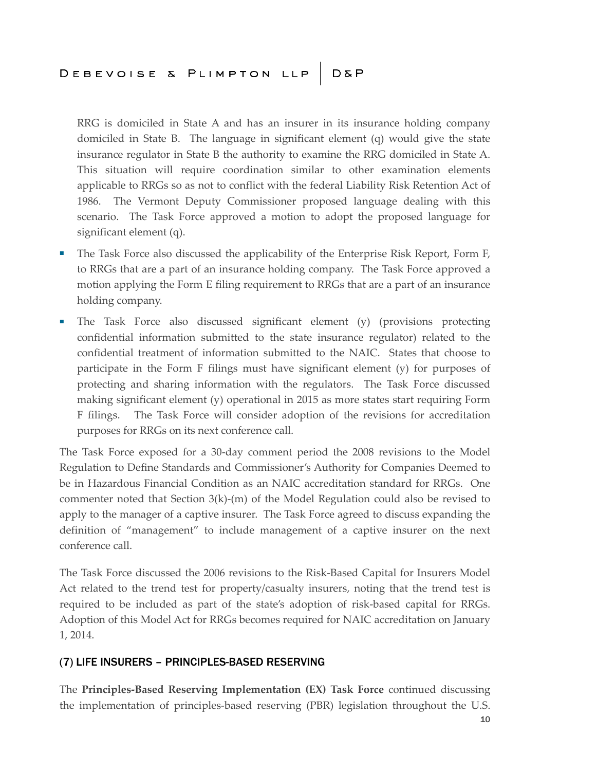RRG is domiciled in State A and has an insurer in its insurance holding company domiciled in State B. The language in significant element (q) would give the state insurance regulator in State B the authority to examine the RRG domiciled in State A. This situation will require coordination similar to other examination elements applicable to RRGs so as not to conflict with the federal Liability Risk Retention Act of 1986. The Vermont Deputy Commissioner proposed language dealing with this scenario. The Task Force approved a motion to adopt the proposed language for significant element (q).

- The Task Force also discussed the applicability of the Enterprise Risk Report, Form F, to RRGs that are a part of an insurance holding company. The Task Force approved a motion applying the Form E filing requirement to RRGs that are a part of an insurance holding company.
- The Task Force also discussed significant element (y) (provisions protecting confidential information submitted to the state insurance regulator) related to the confidential treatment of information submitted to the NAIC. States that choose to participate in the Form F filings must have significant element (y) for purposes of protecting and sharing information with the regulators. The Task Force discussed making significant element (y) operational in 2015 as more states start requiring Form F filings. The Task Force will consider adoption of the revisions for accreditation purposes for RRGs on its next conference call.

The Task Force exposed for a 30-day comment period the 2008 revisions to the Model Regulation to Define Standards and Commissioner's Authority for Companies Deemed to be in Hazardous Financial Condition as an NAIC accreditation standard for RRGs. One commenter noted that Section 3(k)-(m) of the Model Regulation could also be revised to apply to the manager of a captive insurer. The Task Force agreed to discuss expanding the definition of "management" to include management of a captive insurer on the next conference call.

The Task Force discussed the 2006 revisions to the Risk-Based Capital for Insurers Model Act related to the trend test for property/casualty insurers, noting that the trend test is required to be included as part of the state's adoption of risk-based capital for RRGs. Adoption of this Model Act for RRGs becomes required for NAIC accreditation on January 1, 2014.

## (7) LIFE INSURERS – PRINCIPLES-BASED RESERVING

The **Principles-Based Reserving Implementation (EX) Task Force** continued discussing the implementation of principles-based reserving (PBR) legislation throughout the U.S.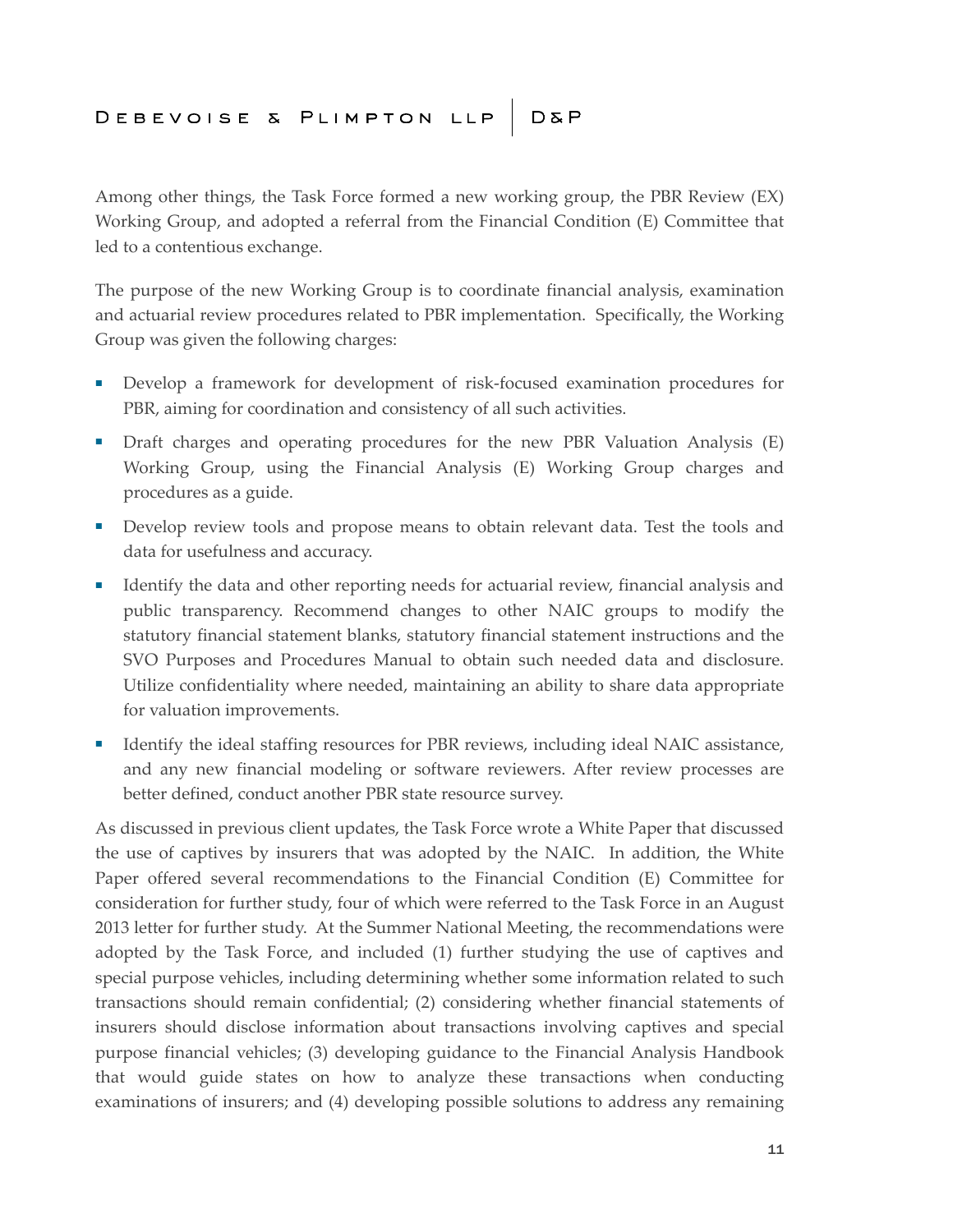Among other things, the Task Force formed a new working group, the PBR Review (EX) Working Group, and adopted a referral from the Financial Condition (E) Committee that led to a contentious exchange.

The purpose of the new Working Group is to coordinate financial analysis, examination and actuarial review procedures related to PBR implementation. Specifically, the Working Group was given the following charges:

- Develop a framework for development of risk-focused examination procedures for PBR, aiming for coordination and consistency of all such activities.
- Draft charges and operating procedures for the new PBR Valuation Analysis (E) Working Group, using the Financial Analysis (E) Working Group charges and procedures as a guide.
- Develop review tools and propose means to obtain relevant data. Test the tools and data for usefulness and accuracy.
- Identify the data and other reporting needs for actuarial review, financial analysis and public transparency. Recommend changes to other NAIC groups to modify the statutory financial statement blanks, statutory financial statement instructions and the SVO Purposes and Procedures Manual to obtain such needed data and disclosure. Utilize confidentiality where needed, maintaining an ability to share data appropriate for valuation improvements.
- Identify the ideal staffing resources for PBR reviews, including ideal NAIC assistance, and any new financial modeling or software reviewers. After review processes are better defined, conduct another PBR state resource survey.

As discussed in previous client updates, the Task Force wrote a White Paper that discussed the use of captives by insurers that was adopted by the NAIC. In addition, the White Paper offered several recommendations to the Financial Condition (E) Committee for consideration for further study, four of which were referred to the Task Force in an August 2013 letter for further study. At the Summer National Meeting, the recommendations were adopted by the Task Force, and included (1) further studying the use of captives and special purpose vehicles, including determining whether some information related to such transactions should remain confidential; (2) considering whether financial statements of insurers should disclose information about transactions involving captives and special purpose financial vehicles; (3) developing guidance to the Financial Analysis Handbook that would guide states on how to analyze these transactions when conducting examinations of insurers; and (4) developing possible solutions to address any remaining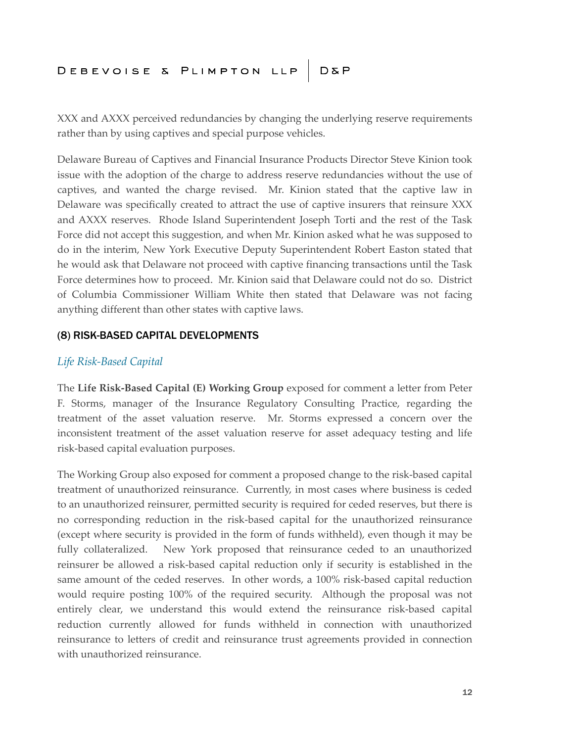XXX and AXXX perceived redundancies by changing the underlying reserve requirements rather than by using captives and special purpose vehicles.

Delaware Bureau of Captives and Financial Insurance Products Director Steve Kinion took issue with the adoption of the charge to address reserve redundancies without the use of captives, and wanted the charge revised. Mr. Kinion stated that the captive law in Delaware was specifically created to attract the use of captive insurers that reinsure XXX and AXXX reserves. Rhode Island Superintendent Joseph Torti and the rest of the Task Force did not accept this suggestion, and when Mr. Kinion asked what he was supposed to do in the interim, New York Executive Deputy Superintendent Robert Easton stated that he would ask that Delaware not proceed with captive financing transactions until the Task Force determines how to proceed. Mr. Kinion said that Delaware could not do so. District of Columbia Commissioner William White then stated that Delaware was not facing anything different than other states with captive laws.

## (8) RISK-BASED CAPITAL DEVELOPMENTS

### *Life Risk-Based Capital*

The **Life Risk-Based Capital (E) Working Group** exposed for comment a letter from Peter F. Storms, manager of the Insurance Regulatory Consulting Practice, regarding the treatment of the asset valuation reserve. Mr. Storms expressed a concern over the inconsistent treatment of the asset valuation reserve for asset adequacy testing and life risk-based capital evaluation purposes.

The Working Group also exposed for comment a proposed change to the risk-based capital treatment of unauthorized reinsurance. Currently, in most cases where business is ceded to an unauthorized reinsurer, permitted security is required for ceded reserves, but there is no corresponding reduction in the risk-based capital for the unauthorized reinsurance (except where security is provided in the form of funds withheld), even though it may be fully collateralized. New York proposed that reinsurance ceded to an unauthorized reinsurer be allowed a risk-based capital reduction only if security is established in the same amount of the ceded reserves. In other words, a 100% risk-based capital reduction would require posting 100% of the required security. Although the proposal was not entirely clear, we understand this would extend the reinsurance risk-based capital reduction currently allowed for funds withheld in connection with unauthorized reinsurance to letters of credit and reinsurance trust agreements provided in connection with unauthorized reinsurance.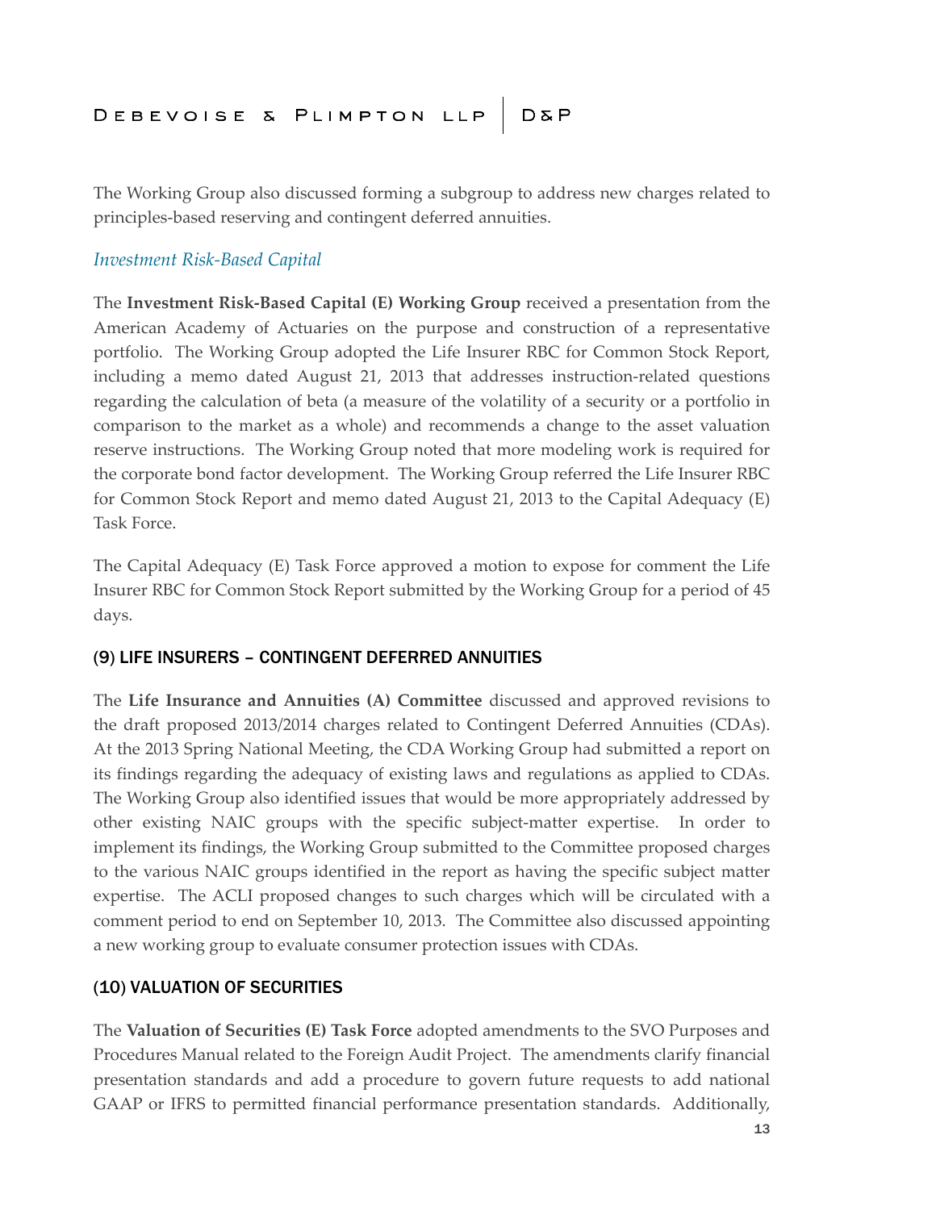The Working Group also discussed forming a subgroup to address new charges related to principles-based reserving and contingent deferred annuities.

### *Investment Risk-Based Capital*

The **Investment Risk-Based Capital (E) Working Group** received a presentation from the American Academy of Actuaries on the purpose and construction of a representative portfolio. The Working Group adopted the Life Insurer RBC for Common Stock Report, including a memo dated August 21, 2013 that addresses instruction-related questions regarding the calculation of beta (a measure of the volatility of a security or a portfolio in comparison to the market as a whole) and recommends a change to the asset valuation reserve instructions. The Working Group noted that more modeling work is required for the corporate bond factor development. The Working Group referred the Life Insurer RBC for Common Stock Report and memo dated August 21, 2013 to the Capital Adequacy (E) Task Force.

The Capital Adequacy (E) Task Force approved a motion to expose for comment the Life Insurer RBC for Common Stock Report submitted by the Working Group for a period of 45 days.

## (9) LIFE INSURERS – CONTINGENT DEFERRED ANNUITIES

The **Life Insurance and Annuities (A) Committee** discussed and approved revisions to the draft proposed 2013/2014 charges related to Contingent Deferred Annuities (CDAs). At the 2013 Spring National Meeting, the CDA Working Group had submitted a report on its findings regarding the adequacy of existing laws and regulations as applied to CDAs. The Working Group also identified issues that would be more appropriately addressed by other existing NAIC groups with the specific subject-matter expertise. In order to implement its findings, the Working Group submitted to the Committee proposed charges to the various NAIC groups identified in the report as having the specific subject matter expertise. The ACLI proposed changes to such charges which will be circulated with a comment period to end on September 10, 2013. The Committee also discussed appointing a new working group to evaluate consumer protection issues with CDAs.

## (10) VALUATION OF SECURITIES

The **Valuation of Securities (E) Task Force** adopted amendments to the SVO Purposes and Procedures Manual related to the Foreign Audit Project. The amendments clarify financial presentation standards and add a procedure to govern future requests to add national GAAP or IFRS to permitted financial performance presentation standards. Additionally,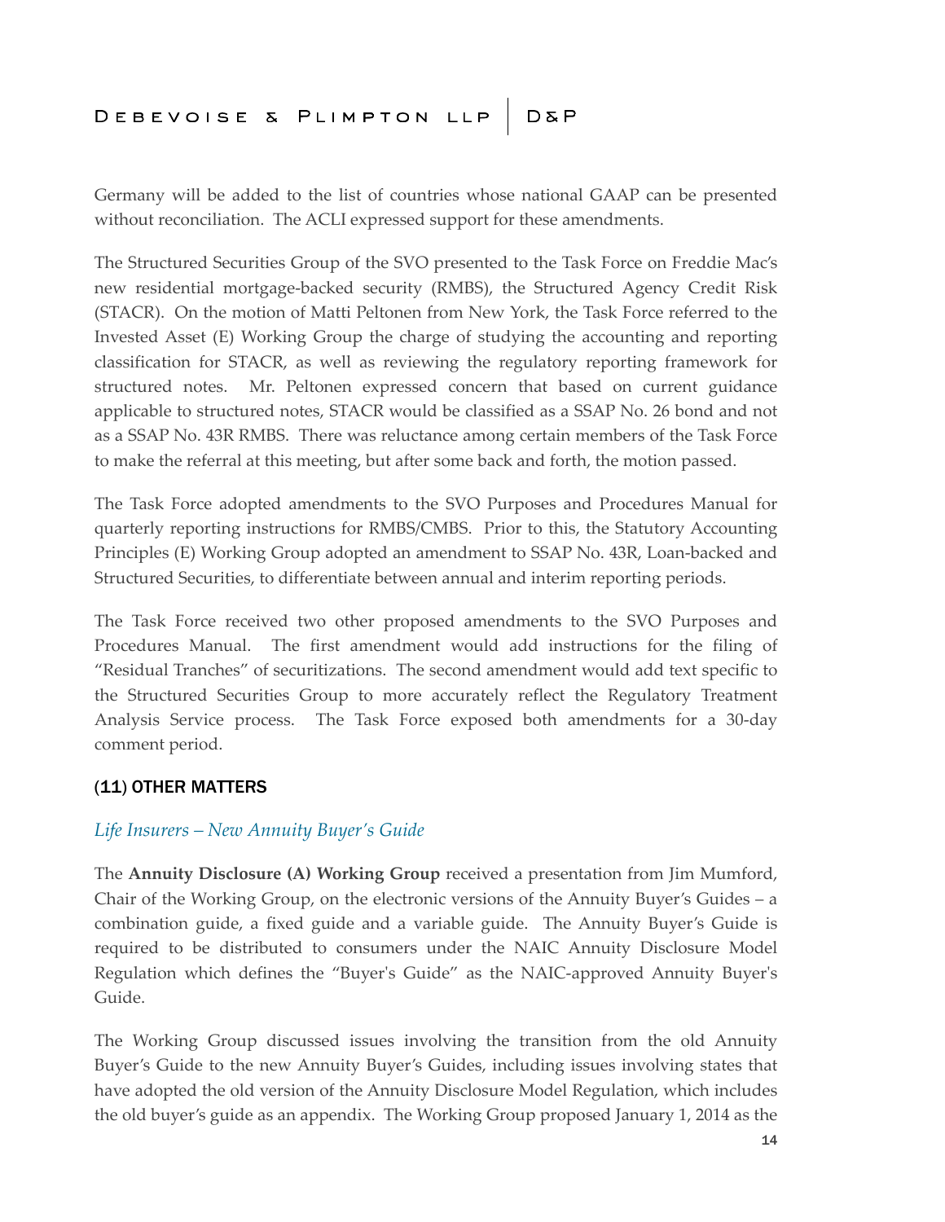Germany will be added to the list of countries whose national GAAP can be presented without reconciliation. The ACLI expressed support for these amendments.

The Structured Securities Group of the SVO presented to the Task Force on Freddie Mac's new residential mortgage-backed security (RMBS), the Structured Agency Credit Risk (STACR). On the motion of Matti Peltonen from New York, the Task Force referred to the Invested Asset (E) Working Group the charge of studying the accounting and reporting classification for STACR, as well as reviewing the regulatory reporting framework for structured notes. Mr. Peltonen expressed concern that based on current guidance applicable to structured notes, STACR would be classified as a SSAP No. 26 bond and not as a SSAP No. 43R RMBS. There was reluctance among certain members of the Task Force to make the referral at this meeting, but after some back and forth, the motion passed.

The Task Force adopted amendments to the SVO Purposes and Procedures Manual for quarterly reporting instructions for RMBS/CMBS. Prior to this, the Statutory Accounting Principles (E) Working Group adopted an amendment to SSAP No. 43R, Loan-backed and Structured Securities, to differentiate between annual and interim reporting periods.

The Task Force received two other proposed amendments to the SVO Purposes and Procedures Manual. The first amendment would add instructions for the filing of "Residual Tranches" of securitizations. The second amendment would add text specific to the Structured Securities Group to more accurately reflect the Regulatory Treatment Analysis Service process. The Task Force exposed both amendments for a 30-day comment period.

## (11) OTHER MATTERS

### *Life Insurers – New Annuity Buyer's Guide*

The **Annuity Disclosure (A) Working Group** received a presentation from Jim Mumford, Chair of the Working Group, on the electronic versions of the Annuity Buyer's Guides – a combination guide, a fixed guide and a variable guide. The Annuity Buyer's Guide is required to be distributed to consumers under the NAIC Annuity Disclosure Model Regulation which defines the "Buyer's Guide" as the NAIC-approved Annuity Buyer's Guide.

The Working Group discussed issues involving the transition from the old Annuity Buyer's Guide to the new Annuity Buyer's Guides, including issues involving states that have adopted the old version of the Annuity Disclosure Model Regulation, which includes the old buyer's guide as an appendix. The Working Group proposed January 1, 2014 as the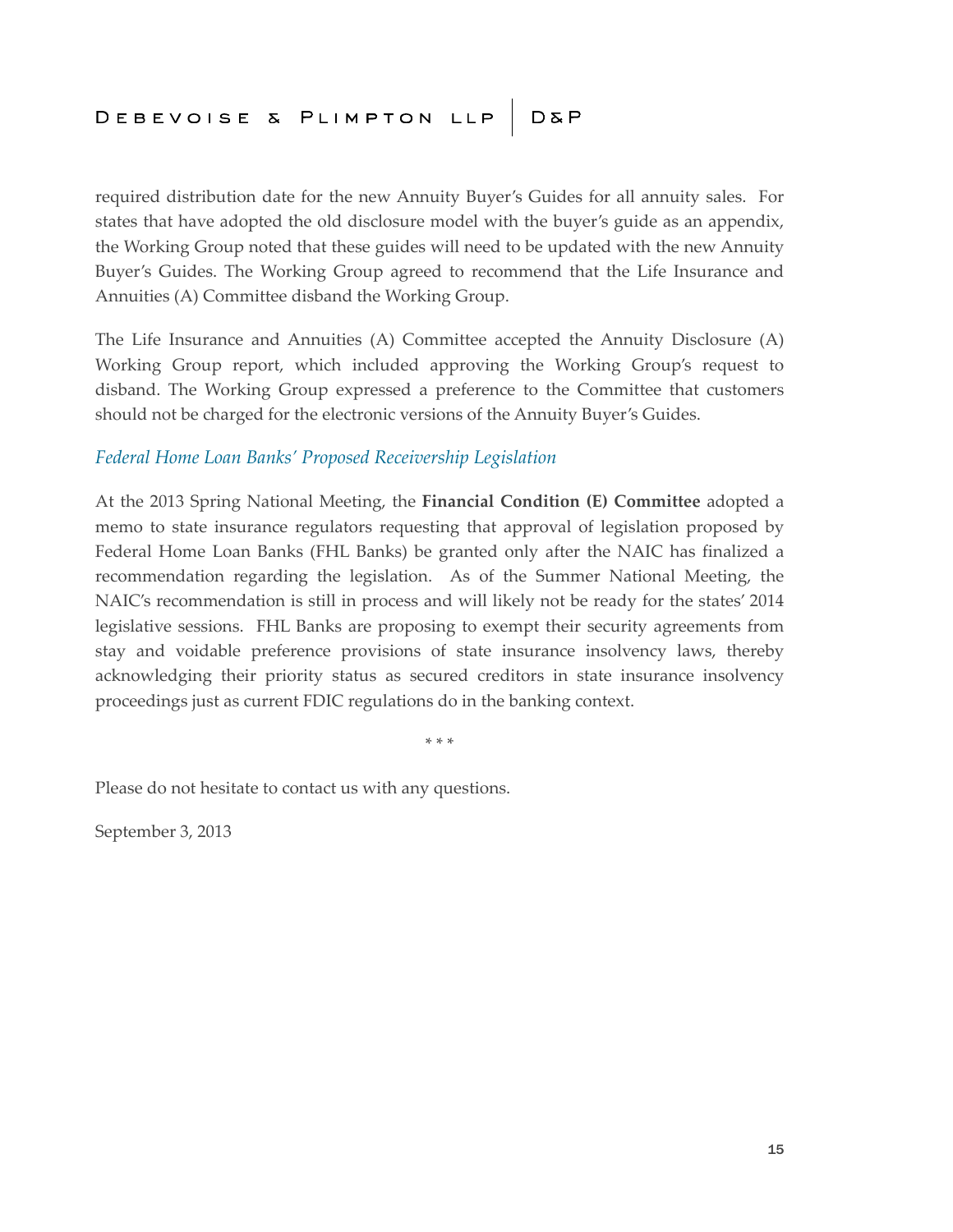required distribution date for the new Annuity Buyer's Guides for all annuity sales. For states that have adopted the old disclosure model with the buyer's guide as an appendix, the Working Group noted that these guides will need to be updated with the new Annuity Buyer's Guides. The Working Group agreed to recommend that the Life Insurance and Annuities (A) Committee disband the Working Group.

The Life Insurance and Annuities (A) Committee accepted the Annuity Disclosure (A) Working Group report, which included approving the Working Group's request to disband. The Working Group expressed a preference to the Committee that customers should not be charged for the electronic versions of the Annuity Buyer's Guides.

### *Federal Home Loan Banks' Proposed Receivership Legislation*

At the 2013 Spring National Meeting, the **Financial Condition (E) Committee** adopted a memo to state insurance regulators requesting that approval of legislation proposed by Federal Home Loan Banks (FHL Banks) be granted only after the NAIC has finalized a recommendation regarding the legislation. As of the Summer National Meeting, the NAIC's recommendation is still in process and will likely not be ready for the states' 2014 legislative sessions. FHL Banks are proposing to exempt their security agreements from stay and voidable preference provisions of state insurance insolvency laws, thereby acknowledging their priority status as secured creditors in state insurance insolvency proceedings just as current FDIC regulations do in the banking context.

\* \* \*

Please do not hesitate to contact us with any questions.

September 3, 2013